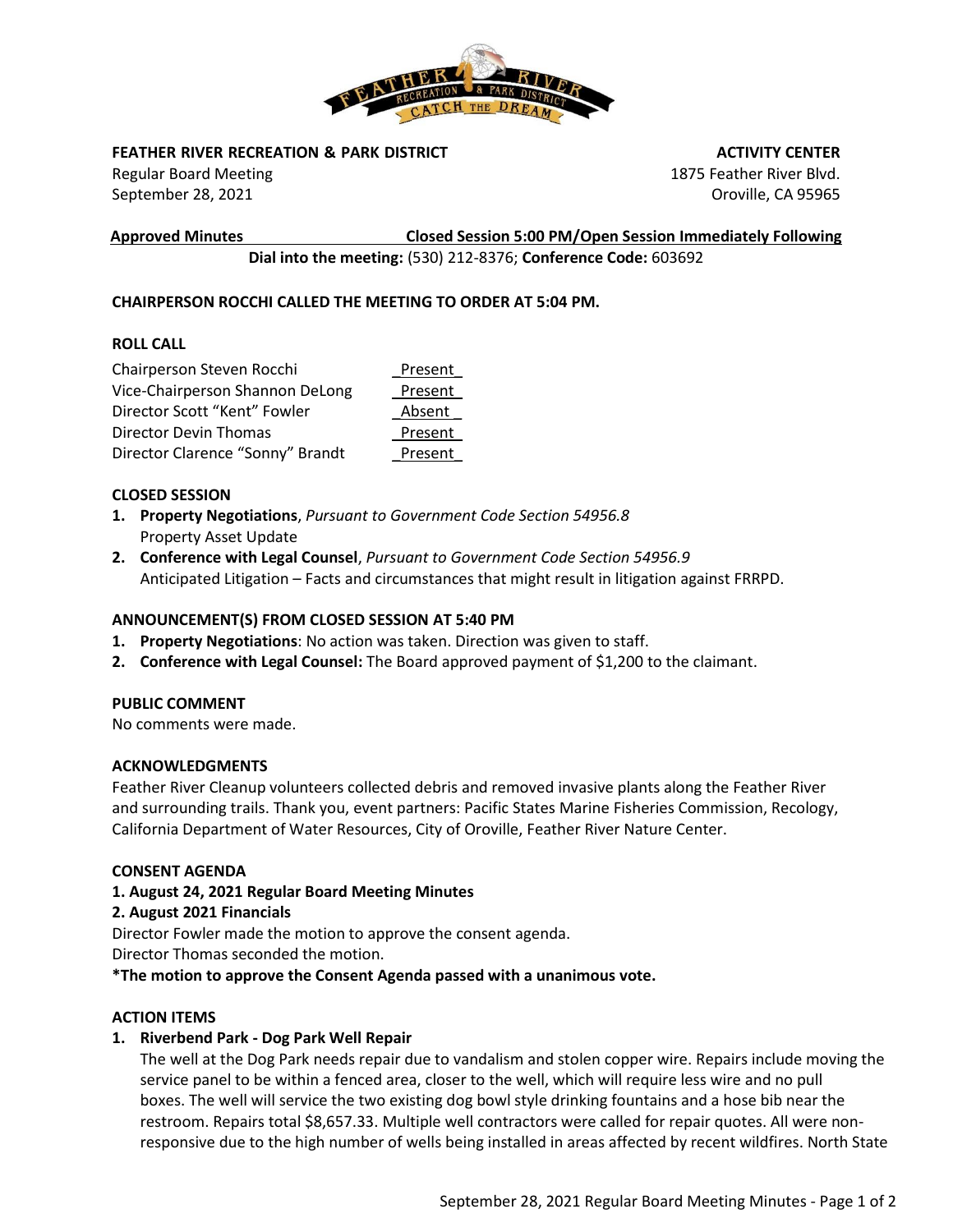**FEATHER RIVER RECREATION & PARK DISTRICT**
Regular Board Meeting
September 28, 2021

**ACTIVITY CENTER**
1875 Feather River Blvd.
Oroville, CA 95965

**Approved Minutes** **Closed Session 5:00 PM/Open Session Immediately Following**

**Dial into the meeting:** (530) 212-8376; **Conference Code:** 603692

**CHAIRPERSON ROCCHI CALLED THE MEETING TO ORDER AT 5:04 PM.**

**ROLL CALL**

| | |
|---|---|
| Chairperson Steven Rocchi | Present |
| Vice-Chairperson Shannon DeLong | Present |
| Director Scott "Kent" Fowler | Absent |
| Director Devin Thomas | Present |
| Director Clarence "Sonny" Brandt | Present |

**CLOSED SESSION**

1. **Property Negotiations**, *Pursuant to Government Code Section 54956.8*
   Property Asset Update
2. **Conference with Legal Counsel**, *Pursuant to Government Code Section 54956.9*
   Anticipated Litigation – Facts and circumstances that might result in litigation against FRRPD.

**ANNOUNCEMENT(S) FROM CLOSED SESSION AT 5:40 PM**

1. **Property Negotiations**: No action was taken. Direction was given to staff.
2. **Conference with Legal Counsel:** The Board approved payment of $1,200 to the claimant.

**PUBLIC COMMENT**

No comments were made.

**ACKNOWLEDGMENTS**

Feather River Cleanup volunteers collected debris and removed invasive plants along the Feather River and surrounding trails. Thank you, event partners: Pacific States Marine Fisheries Commission, Recology, California Department of Water Resources, City of Oroville, Feather River Nature Center.

**CONSENT AGENDA**

**1. August 24, 2021 Regular Board Meeting Minutes**

**2. August 2021 Financials**

Director Fowler made the motion to approve the consent agenda.
Director Thomas seconded the motion.

**\*The motion to approve the Consent Agenda passed with a unanimous vote.**

**ACTION ITEMS**

1. **Riverbend Park - Dog Park Well Repair**
   The well at the Dog Park needs repair due to vandalism and stolen copper wire. Repairs include moving the service panel to be within a fenced area, closer to the well, which will require less wire and no pull boxes. The well will service the two existing dog bowl style drinking fountains and a hose bib near the restroom. Repairs total $8,657.33. Multiple well contractors were called for repair quotes. All were non-responsive due to the high number of wells being installed in areas affected by recent wildfires. North State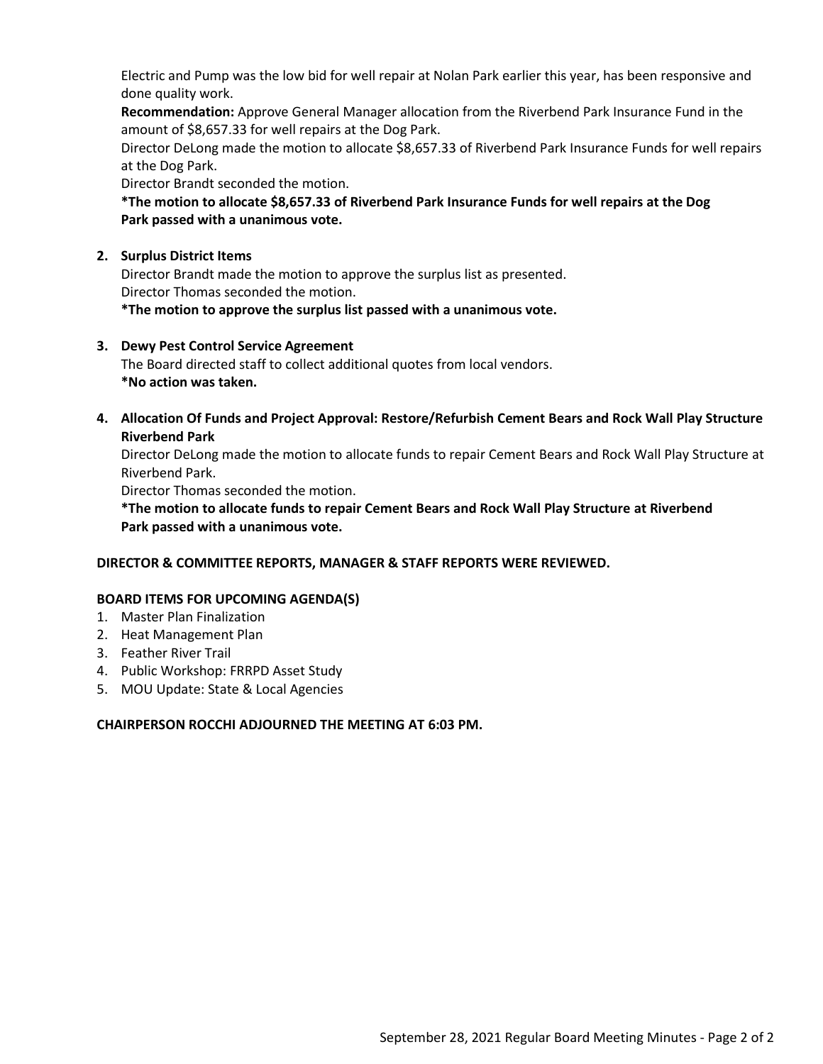Electric and Pump was the low bid for well repair at Nolan Park earlier this year, has been responsive and done quality work.

**Recommendation:** Approve General Manager allocation from the Riverbend Park Insurance Fund in the amount of $8,657.33 for well repairs at the Dog Park.

Director DeLong made the motion to allocate $8,657.33 of Riverbend Park Insurance Funds for well repairs at the Dog Park.

Director Brandt seconded the motion.

**\*The motion to allocate $8,657.33 of Riverbend Park Insurance Funds for well repairs at the Dog Park passed with a unanimous vote.**

2. **Surplus District Items**

   Director Brandt made the motion to approve the surplus list as presented.

   Director Thomas seconded the motion.

   **\*The motion to approve the surplus list passed with a unanimous vote.**

3. **Dewy Pest Control Service Agreement**

   The Board directed staff to collect additional quotes from local vendors.

   **\*No action was taken.**

4. **Allocation Of Funds and Project Approval: Restore/Refurbish Cement Bears and Rock Wall Play Structure Riverbend Park**

   Director DeLong made the motion to allocate funds to repair Cement Bears and Rock Wall Play Structure at Riverbend Park.

   Director Thomas seconded the motion.

   **\*The motion to allocate funds to repair Cement Bears and Rock Wall Play Structure at Riverbend Park passed with a unanimous vote.**

**DIRECTOR & COMMITTEE REPORTS, MANAGER & STAFF REPORTS WERE REVIEWED.**

**BOARD ITEMS FOR UPCOMING AGENDA(S)**

1. Master Plan Finalization
2. Heat Management Plan
3. Feather River Trail
4. Public Workshop: FRRPD Asset Study
5. MOU Update: State & Local Agencies

**CHAIRPERSON ROCCHI ADJOURNED THE MEETING AT 6:03 PM.**